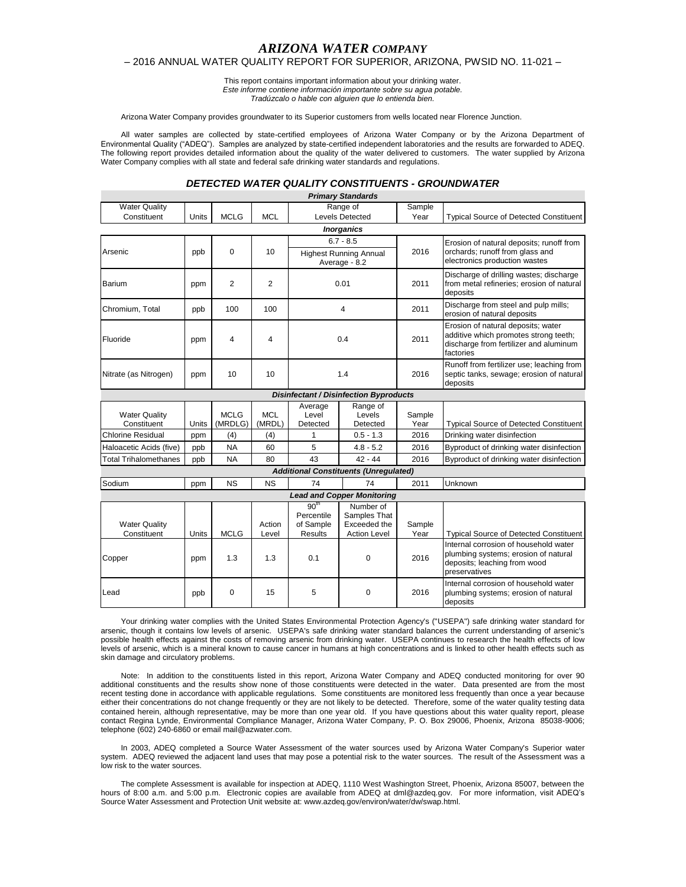# *ARIZONA WATER COMPANY*

– 2016 ANNUAL WATER QUALITY REPORT FOR SUPERIOR, ARIZONA, PWSID NO. 11-021 –

This report contains important information about your drinking water.
*Este informe contiene información importante sobre su agua potable.*
*Tradúzcalo o hable con alguien que lo entienda bien.*

Arizona Water Company provides groundwater to its Superior customers from wells located near Florence Junction.

All water samples are collected by state-certified employees of Arizona Water Company or by the Arizona Department of Environmental Quality ("ADEQ"). Samples are analyzed by state-certified independent laboratories and the results are forwarded to ADEQ. The following report provides detailed information about the quality of the water delivered to customers. The water supplied by Arizona Water Company complies with all state and federal safe drinking water standards and regulations.

## *DETECTED WATER QUALITY CONSTITUENTS - GROUNDWATER*

***Primary Standards***

| Water Quality Constituent | Units | MCLG | MCL | Range of Levels Detected | Sample Year | Typical Source of Detected Constituent |
|---|---|---|---|---|---|---|
| ***Inorganics*** | | | | | | |
| Arsenic | ppb | 0 | 10 | 6.7 - 8.5; Highest Running Annual Average - 8.2 | 2016 | Erosion of natural deposits; runoff from orchards; runoff from glass and electronics production wastes |
| Barium | ppm | 2 | 2 | 0.01 | 2011 | Discharge of drilling wastes; discharge from metal refineries; erosion of natural deposits |
| Chromium, Total | ppb | 100 | 100 | 4 | 2011 | Discharge from steel and pulp mills; erosion of natural deposits |
| Fluoride | ppm | 4 | 4 | 0.4 | 2011 | Erosion of natural deposits; water additive which promotes strong teeth; discharge from fertilizer and aluminum factories |
| Nitrate (as Nitrogen) | ppm | 10 | 10 | 1.4 | 2016 | Runoff from fertilizer use; leaching from septic tanks, sewage; erosion of natural deposits |

***Disinfectant / Disinfection Byproducts***

| Water Quality Constituent | Units | MCLG (MRDLG) | MCL (MRDL) | Average Level Detected | Range of Levels Detected | Sample Year | Typical Source of Detected Constituent |
|---|---|---|---|---|---|---|---|
| Chlorine Residual | ppm | (4) | (4) | 1 | 0.5 - 1.3 | 2016 | Drinking water disinfection |
| Haloacetic Acids (five) | ppb | NA | 60 | 5 | 4.8 - 5.2 | 2016 | Byproduct of drinking water disinfection |
| Total Trihalomethanes | ppb | NA | 80 | 43 | 42 - 44 | 2016 | Byproduct of drinking water disinfection |
| ***Additional Constituents (Unregulated)*** | | | | | | | |
| Sodium | ppm | NS | NS | 74 | 74 | 2011 | Unknown |

***Lead and Copper Monitoring***

| Water Quality Constituent | Units | MCLG | Action Level | 90th Percentile of Sample Results | Number of Samples That Exceeded the Action Level | Sample Year | Typical Source of Detected Constituent |
|---|---|---|---|---|---|---|---|
| Copper | ppm | 1.3 | 1.3 | 0.1 | 0 | 2016 | Internal corrosion of household water plumbing systems; erosion of natural deposits; leaching from wood preservatives |
| Lead | ppb | 0 | 15 | 5 | 0 | 2016 | Internal corrosion of household water plumbing systems; erosion of natural deposits |

Your drinking water complies with the United States Environmental Protection Agency's ("USEPA") safe drinking water standard for arsenic, though it contains low levels of arsenic. USEPA's safe drinking water standard balances the current understanding of arsenic's possible health effects against the costs of removing arsenic from drinking water. USEPA continues to research the health effects of low levels of arsenic, which is a mineral known to cause cancer in humans at high concentrations and is linked to other health effects such as skin damage and circulatory problems.

Note: In addition to the constituents listed in this report, Arizona Water Company and ADEQ conducted monitoring for over 90 additional constituents and the results show none of those constituents were detected in the water. Data presented are from the most recent testing done in accordance with applicable regulations. Some constituents are monitored less frequently than once a year because either their concentrations do not change frequently or they are not likely to be detected. Therefore, some of the water quality testing data contained herein, although representative, may be more than one year old. If you have questions about this water quality report, please contact Regina Lynde, Environmental Compliance Manager, Arizona Water Company, P. O. Box 29006, Phoenix, Arizona 85038-9006; telephone (602) 240-6860 or email mail@azwater.com.

In 2003, ADEQ completed a Source Water Assessment of the water sources used by Arizona Water Company's Superior water system. ADEQ reviewed the adjacent land uses that may pose a potential risk to the water sources. The result of the Assessment was a low risk to the water sources.

The complete Assessment is available for inspection at ADEQ, 1110 West Washington Street, Phoenix, Arizona 85007, between the hours of 8:00 a.m. and 5:00 p.m. Electronic copies are available from ADEQ at dml@azdeq.gov. For more information, visit ADEQ's Source Water Assessment and Protection Unit website at: www.azdeq.gov/environ/water/dw/swap.html.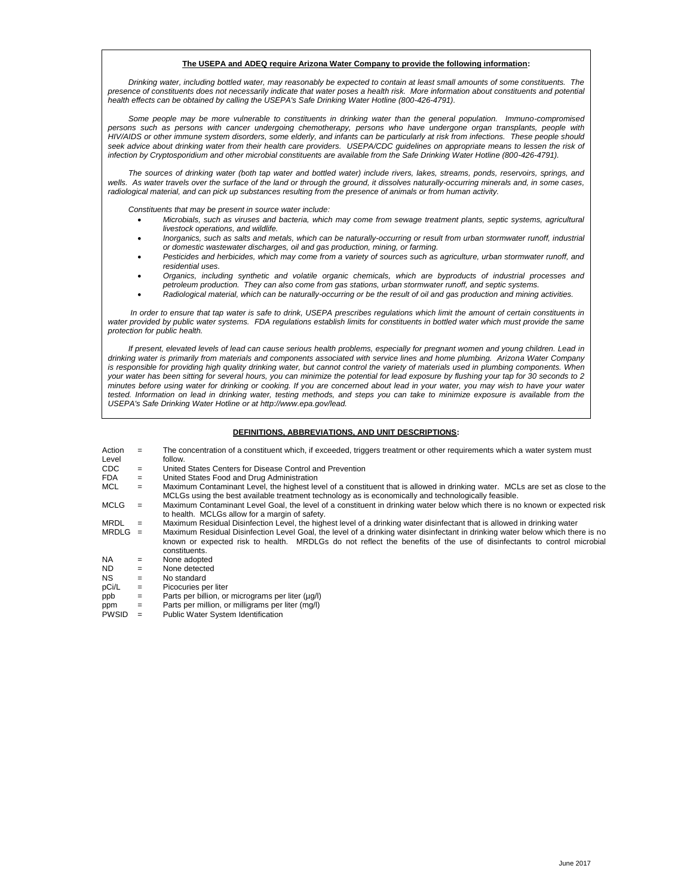**The USEPA and ADEQ require Arizona Water Company to provide the following information:**

*Drinking water, including bottled water, may reasonably be expected to contain at least small amounts of some constituents. The presence of constituents does not necessarily indicate that water poses a health risk. More information about constituents and potential health effects can be obtained by calling the USEPA's Safe Drinking Water Hotline (800-426-4791).*

*Some people may be more vulnerable to constituents in drinking water than the general population. Immuno-compromised persons such as persons with cancer undergoing chemotherapy, persons who have undergone organ transplants, people with HIV/AIDS or other immune system disorders, some elderly, and infants can be particularly at risk from infections. These people should seek advice about drinking water from their health care providers. USEPA/CDC guidelines on appropriate means to lessen the risk of infection by Cryptosporidium and other microbial constituents are available from the Safe Drinking Water Hotline (800-426-4791).*

*The sources of drinking water (both tap water and bottled water) include rivers, lakes, streams, ponds, reservoirs, springs, and wells. As water travels over the surface of the land or through the ground, it dissolves naturally-occurring minerals and, in some cases, radiological material, and can pick up substances resulting from the presence of animals or from human activity.*

*Constituents that may be present in source water include:*

- *Microbials, such as viruses and bacteria, which may come from sewage treatment plants, septic systems, agricultural livestock operations, and wildlife.*
- *Inorganics, such as salts and metals, which can be naturally-occurring or result from urban stormwater runoff, industrial or domestic wastewater discharges, oil and gas production, mining, or farming.*
- *Pesticides and herbicides, which may come from a variety of sources such as agriculture, urban stormwater runoff, and residential uses.*
- *Organics, including synthetic and volatile organic chemicals, which are byproducts of industrial processes and petroleum production. They can also come from gas stations, urban stormwater runoff, and septic systems.*
- *Radiological material, which can be naturally-occurring or be the result of oil and gas production and mining activities.*

*In order to ensure that tap water is safe to drink, USEPA prescribes regulations which limit the amount of certain constituents in water provided by public water systems. FDA regulations establish limits for constituents in bottled water which must provide the same protection for public health.*

*If present, elevated levels of lead can cause serious health problems, especially for pregnant women and young children. Lead in drinking water is primarily from materials and components associated with service lines and home plumbing. Arizona Water Company is responsible for providing high quality drinking water, but cannot control the variety of materials used in plumbing components. When your water has been sitting for several hours, you can minimize the potential for lead exposure by flushing your tap for 30 seconds to 2 minutes before using water for drinking or cooking. If you are concerned about lead in your water, you may wish to have your water tested. Information on lead in drinking water, testing methods, and steps you can take to minimize exposure is available from the USEPA's Safe Drinking Water Hotline or at http://www.epa.gov/lead.*

**DEFINITIONS, ABBREVIATIONS, AND UNIT DESCRIPTIONS:**

| | | |
|---|---|---|
| Action Level | = | The concentration of a constituent which, if exceeded, triggers treatment or other requirements which a water system must follow. |
| CDC | = | United States Centers for Disease Control and Prevention |
| FDA | = | United States Food and Drug Administration |
| MCL | = | Maximum Contaminant Level, the highest level of a constituent that is allowed in drinking water. MCLs are set as close to the MCLGs using the best available treatment technology as is economically and technologically feasible. |
| MCLG | = | Maximum Contaminant Level Goal, the level of a constituent in drinking water below which there is no known or expected risk to health. MCLGs allow for a margin of safety. |
| MRDL | = | Maximum Residual Disinfection Level, the highest level of a drinking water disinfectant that is allowed in drinking water |
| MRDLG | = | Maximum Residual Disinfection Level Goal, the level of a drinking water disinfectant in drinking water below which there is no known or expected risk to health. MRDLGs do not reflect the benefits of the use of disinfectants to control microbial constituents. |
| NA | = | None adopted |
| ND | = | None detected |
| NS | = | No standard |
| pCi/L | = | Picocuries per liter |
| ppb | = | Parts per billion, or micrograms per liter (µg/l) |
| ppm | = | Parts per million, or milligrams per liter (mg/l) |
| PWSID | = | Public Water System Identification |

June 2017